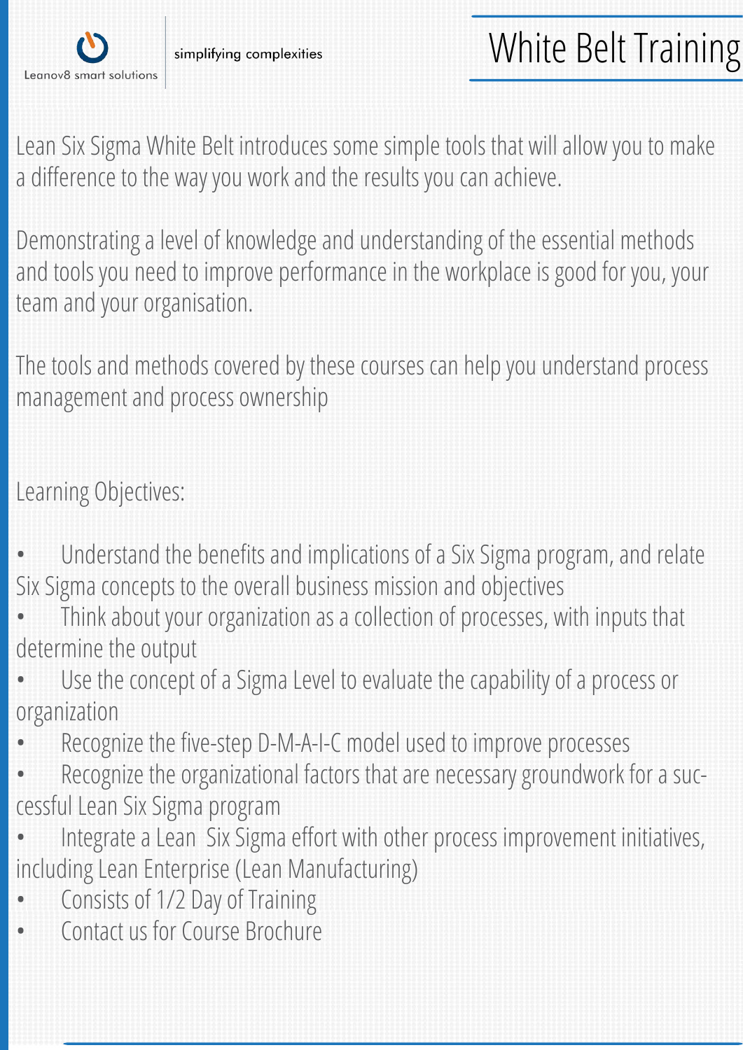Leanov8 smart solutions

simplifying complexities

# White Belt Training

Lean Six Sigma White Belt introduces some simple tools that will allow you to make a difference to the way you work and the results you can achieve.

Demonstrating a level of knowledge and understanding of the essential methods and tools you need to improve performance in the workplace is good for you, your team and your organisation.

The tools and methods covered by these courses can help you understand process management and process ownership

Learning Objectives:

- Understand the benefits and implications of a Six Sigma program, and relate Six Sigma concepts to the overall business mission and objectives
- Think about your organization as a collection of processes, with inputs that determine the output
- Use the concept of a Sigma Level to evaluate the capability of a process or organization
- Recognize the five-step D-M-A-I-C model used to improve processes
- Recognize the organizational factors that are necessary groundwork for a successful Lean Six Sigma program
- Integrate a Lean Six Sigma effort with other process improvement initiatives, including Lean Enterprise (Lean Manufacturing)
- Consists of 1/2 Day of Training
- Contact us for Course Brochure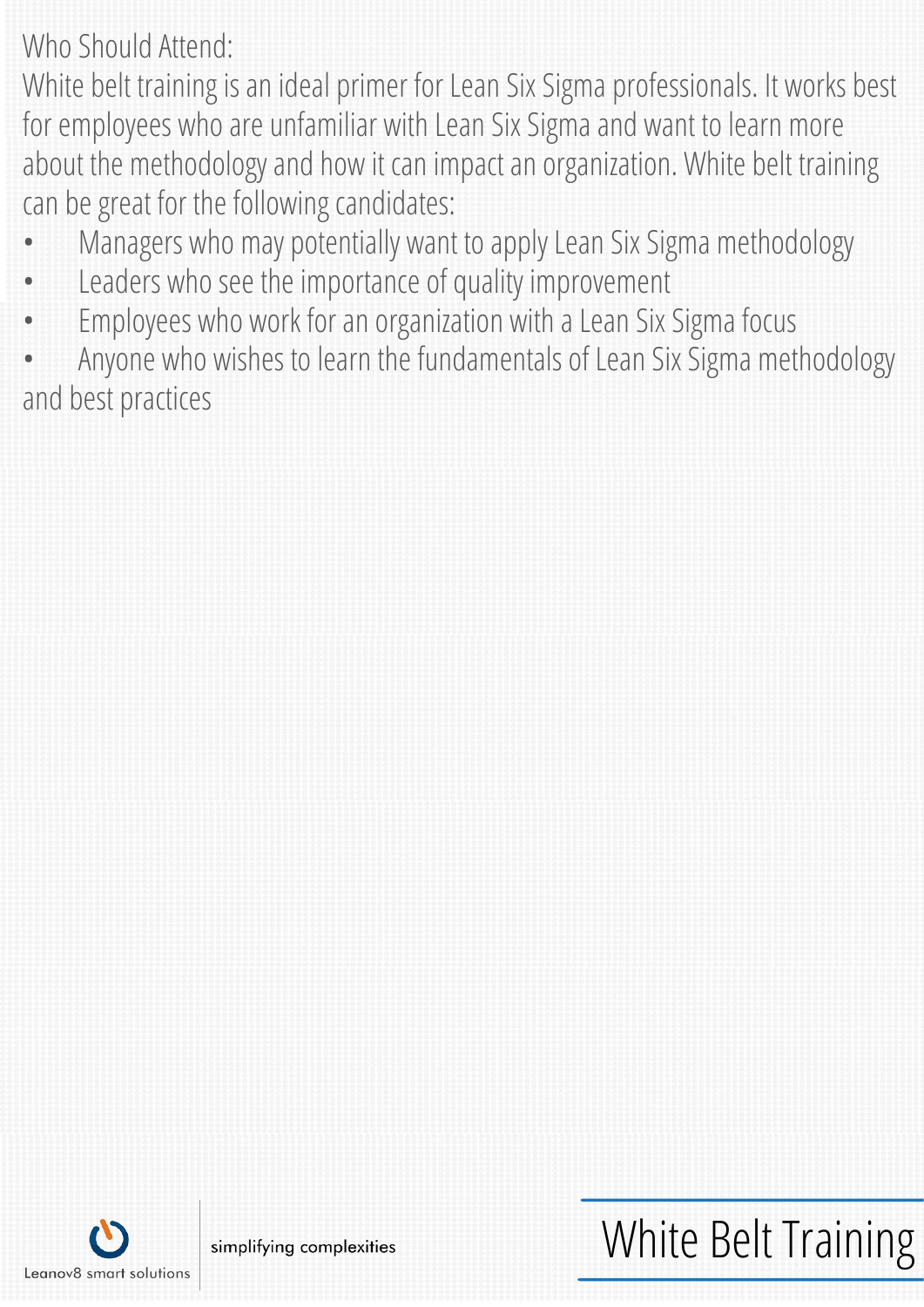Who Should Attend:

White belt training is an ideal primer for Lean Six Sigma professionals. It works best for employees who are unfamiliar with Lean Six Sigma and want to learn more about the methodology and how it can impact an organization. White belt training can be great for the following candidates:

- Managers who may potentially want to apply Lean Six Sigma methodology
- Leaders who see the importance of quality improvement
- Employees who work for an organization with a Lean Six Sigma focus
- Anyone who wishes to learn the fundamentals of Lean Six Sigma methodology and best practices